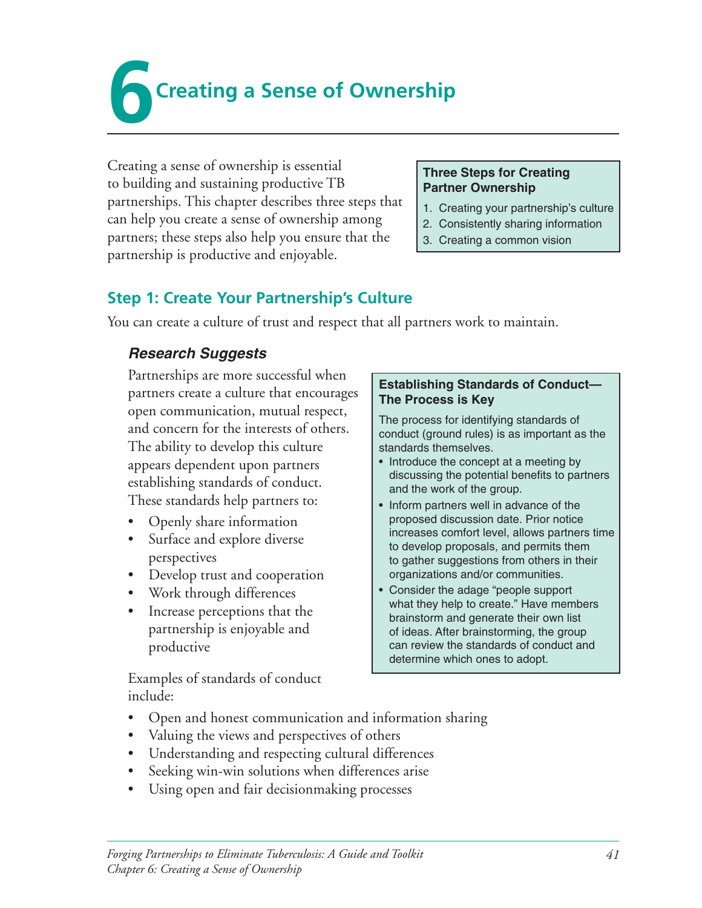# 6 Creating a Sense of Ownership

Creating a sense of ownership is essential to building and sustaining productive TB partnerships. This chapter describes three steps that can help you create a sense of ownership among partners; these steps also help you ensure that the partnership is productive and enjoyable.

**Three Steps for Creating Partner Ownership**

1. Creating your partnership's culture
2. Consistently sharing information
3. Creating a common vision

## Step 1: Create Your Partnership's Culture

You can create a culture of trust and respect that all partners work to maintain.

### *Research Suggests*

Partnerships are more successful when partners create a culture that encourages open communication, mutual respect, and concern for the interests of others. The ability to develop this culture appears dependent upon partners establishing standards of conduct. These standards help partners to:

- Openly share information
- Surface and explore diverse perspectives
- Develop trust and cooperation
- Work through differences
- Increase perceptions that the partnership is enjoyable and productive

Examples of standards of conduct include:

- Open and honest communication and information sharing
- Valuing the views and perspectives of others
- Understanding and respecting cultural differences
- Seeking win-win solutions when differences arise
- Using open and fair decisionmaking processes

**Establishing Standards of Conduct—The Process is Key**

The process for identifying standards of conduct (ground rules) is as important as the standards themselves.

- Introduce the concept at a meeting by discussing the potential benefits to partners and the work of the group.
- Inform partners well in advance of the proposed discussion date. Prior notice increases comfort level, allows partners time to develop proposals, and permits them to gather suggestions from others in their organizations and/or communities.
- Consider the adage "people support what they help to create." Have members brainstorm and generate their own list of ideas. After brainstorming, the group can review the standards of conduct and determine which ones to adopt.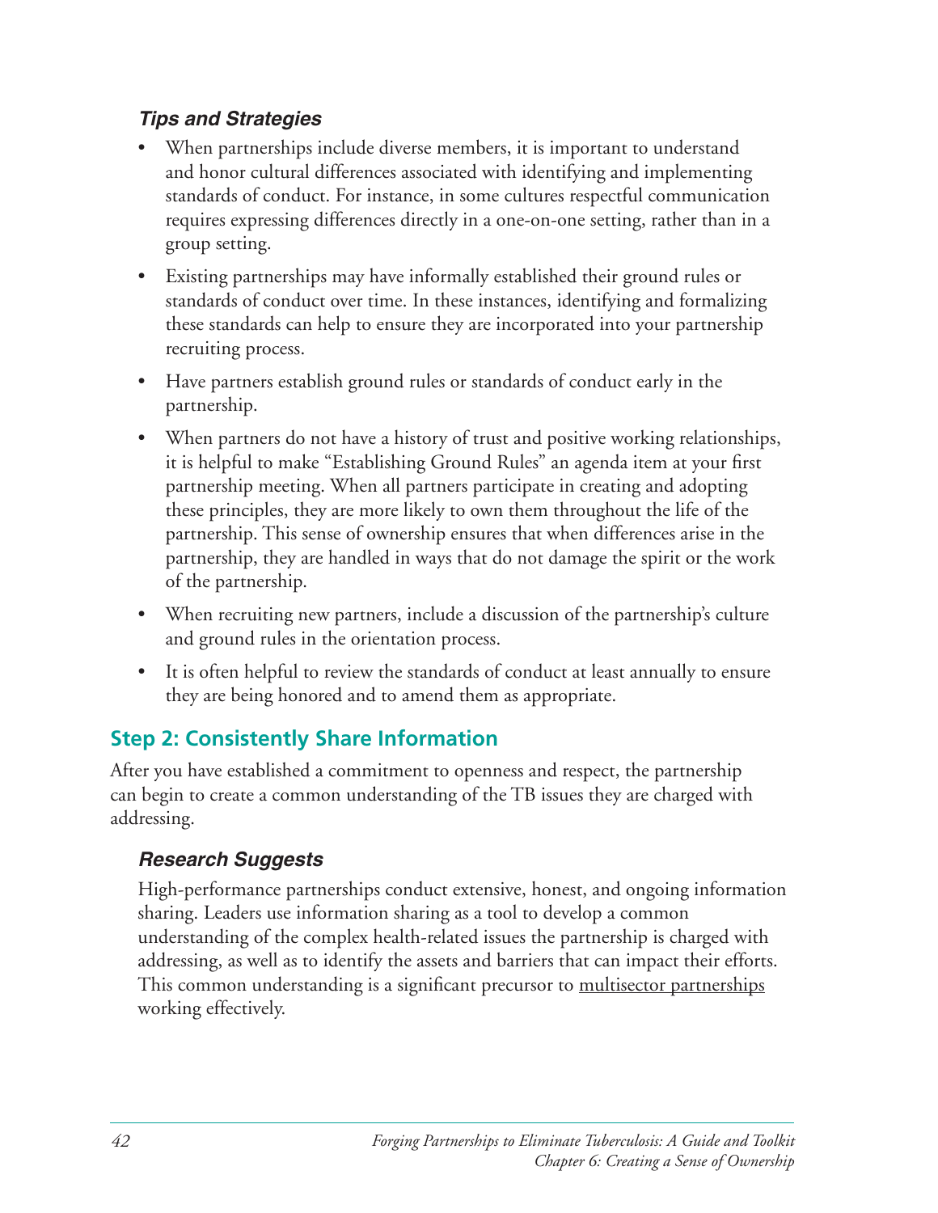### *Tips and Strategies*

- When partnerships include diverse members, it is important to understand and honor cultural differences associated with identifying and implementing standards of conduct. For instance, in some cultures respectful communication requires expressing differences directly in a one-on-one setting, rather than in a group setting.
- Existing partnerships may have informally established their ground rules or standards of conduct over time. In these instances, identifying and formalizing these standards can help to ensure they are incorporated into your partnership recruiting process.
- Have partners establish ground rules or standards of conduct early in the partnership.
- When partners do not have a history of trust and positive working relationships, it is helpful to make "Establishing Ground Rules" an agenda item at your first partnership meeting. When all partners participate in creating and adopting these principles, they are more likely to own them throughout the life of the partnership. This sense of ownership ensures that when differences arise in the partnership, they are handled in ways that do not damage the spirit or the work of the partnership.
- When recruiting new partners, include a discussion of the partnership's culture and ground rules in the orientation process.
- It is often helpful to review the standards of conduct at least annually to ensure they are being honored and to amend them as appropriate.

## Step 2: Consistently Share Information

After you have established a commitment to openness and respect, the partnership can begin to create a common understanding of the TB issues they are charged with addressing.

### *Research Suggests*

High-performance partnerships conduct extensive, honest, and ongoing information sharing. Leaders use information sharing as a tool to develop a common understanding of the complex health-related issues the partnership is charged with addressing, as well as to identify the assets and barriers that can impact their efforts. This common understanding is a significant precursor to multisector partnerships working effectively.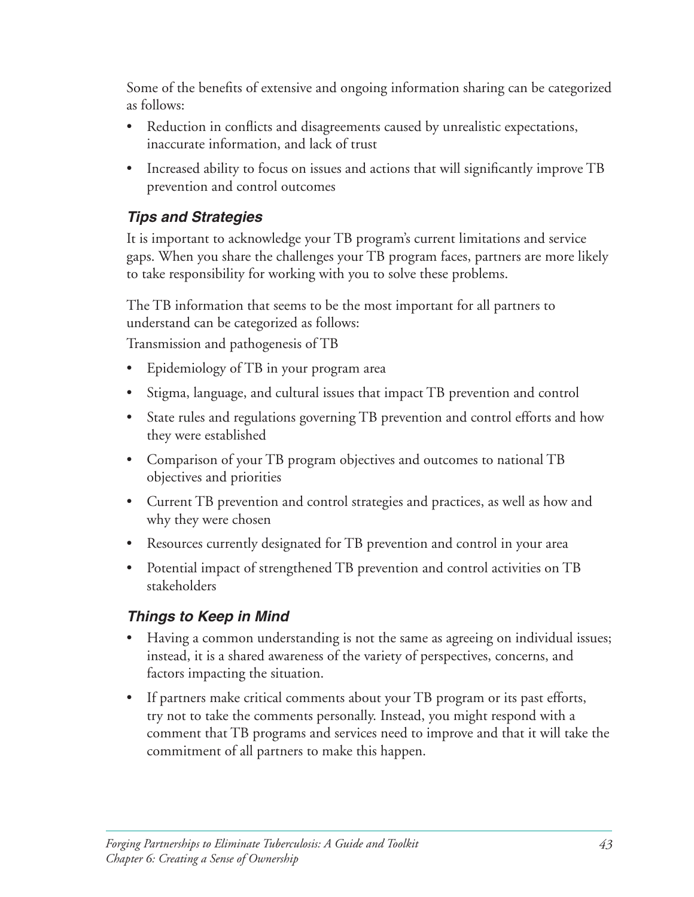Some of the benefits of extensive and ongoing information sharing can be categorized as follows:

- Reduction in conflicts and disagreements caused by unrealistic expectations, inaccurate information, and lack of trust
- Increased ability to focus on issues and actions that will significantly improve TB prevention and control outcomes

### *Tips and Strategies*

It is important to acknowledge your TB program's current limitations and service gaps. When you share the challenges your TB program faces, partners are more likely to take responsibility for working with you to solve these problems.

The TB information that seems to be the most important for all partners to understand can be categorized as follows:

Transmission and pathogenesis of TB

- Epidemiology of TB in your program area
- Stigma, language, and cultural issues that impact TB prevention and control
- State rules and regulations governing TB prevention and control efforts and how they were established
- Comparison of your TB program objectives and outcomes to national TB objectives and priorities
- Current TB prevention and control strategies and practices, as well as how and why they were chosen
- Resources currently designated for TB prevention and control in your area
- Potential impact of strengthened TB prevention and control activities on TB stakeholders

### *Things to Keep in Mind*

- Having a common understanding is not the same as agreeing on individual issues; instead, it is a shared awareness of the variety of perspectives, concerns, and factors impacting the situation.
- If partners make critical comments about your TB program or its past efforts, try not to take the comments personally. Instead, you might respond with a comment that TB programs and services need to improve and that it will take the commitment of all partners to make this happen.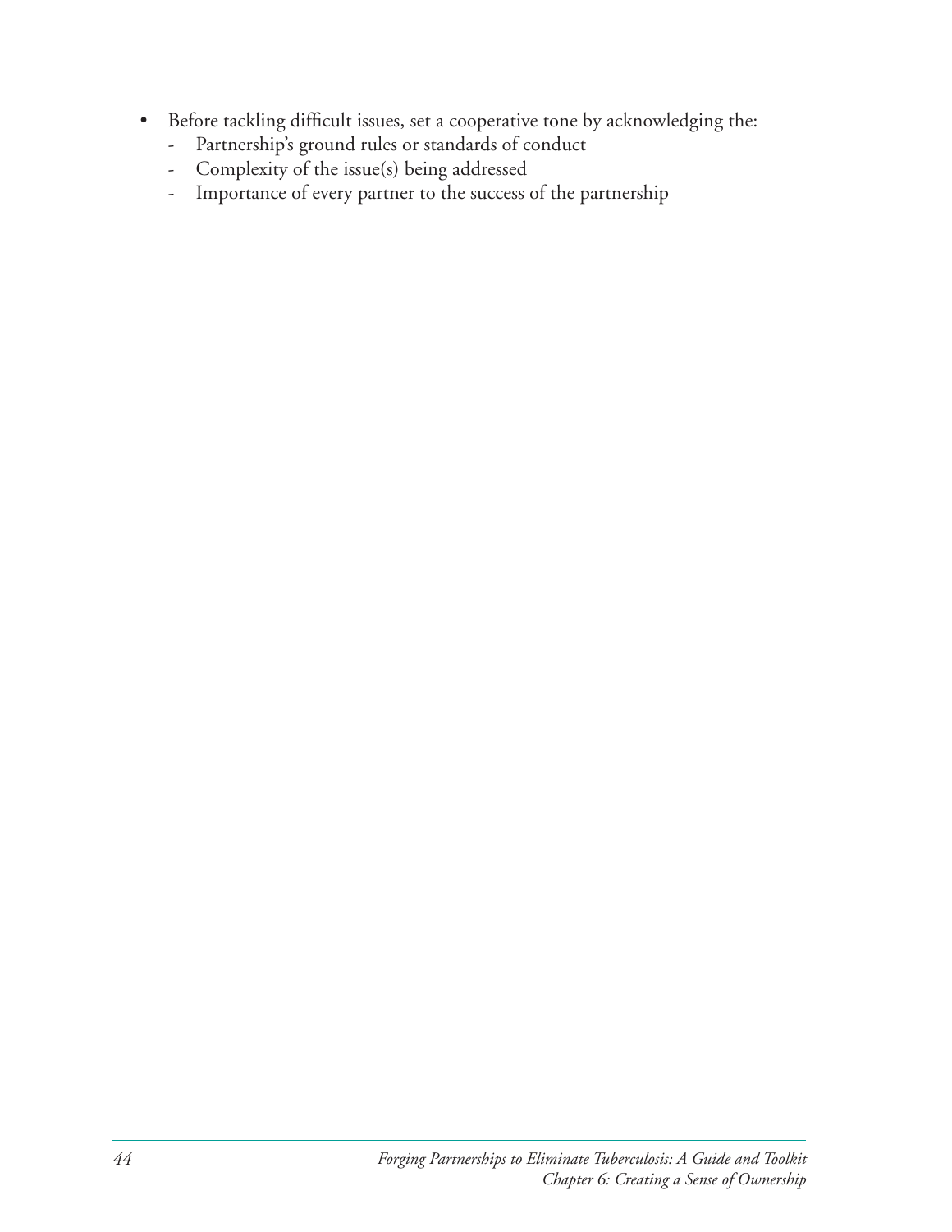- Before tackling difficult issues, set a cooperative tone by acknowledging the:
  - Partnership's ground rules or standards of conduct
  - Complexity of the issue(s) being addressed
  - Importance of every partner to the success of the partnership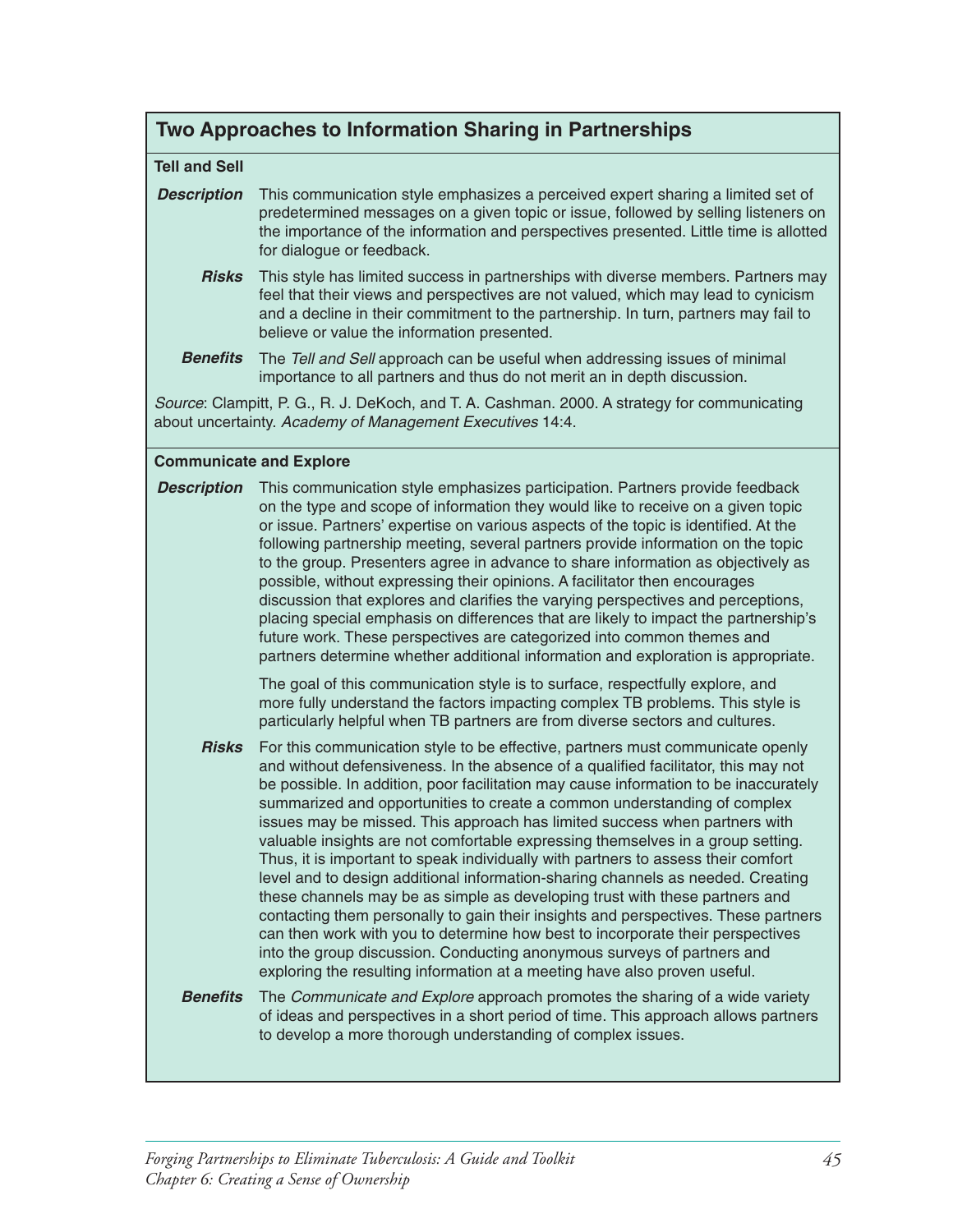## Two Approaches to Information Sharing in Partnerships

### Tell and Sell

***Description*** This communication style emphasizes a perceived expert sharing a limited set of predetermined messages on a given topic or issue, followed by selling listeners on the importance of the information and perspectives presented. Little time is allotted for dialogue or feedback.

***Risks*** This style has limited success in partnerships with diverse members. Partners may feel that their views and perspectives are not valued, which may lead to cynicism and a decline in their commitment to the partnership. In turn, partners may fail to believe or value the information presented.

***Benefits*** The *Tell and Sell* approach can be useful when addressing issues of minimal importance to all partners and thus do not merit an in depth discussion.

*Source*: Clampitt, P. G., R. J. DeKoch, and T. A. Cashman. 2000. A strategy for communicating about uncertainty. *Academy of Management Executives* 14:4.

### Communicate and Explore

***Description*** This communication style emphasizes participation. Partners provide feedback on the type and scope of information they would like to receive on a given topic or issue. Partners' expertise on various aspects of the topic is identified. At the following partnership meeting, several partners provide information on the topic to the group. Presenters agree in advance to share information as objectively as possible, without expressing their opinions. A facilitator then encourages discussion that explores and clarifies the varying perspectives and perceptions, placing special emphasis on differences that are likely to impact the partnership's future work. These perspectives are categorized into common themes and partners determine whether additional information and exploration is appropriate.

The goal of this communication style is to surface, respectfully explore, and more fully understand the factors impacting complex TB problems. This style is particularly helpful when TB partners are from diverse sectors and cultures.

***Risks*** For this communication style to be effective, partners must communicate openly and without defensiveness. In the absence of a qualified facilitator, this may not be possible. In addition, poor facilitation may cause information to be inaccurately summarized and opportunities to create a common understanding of complex issues may be missed. This approach has limited success when partners with valuable insights are not comfortable expressing themselves in a group setting. Thus, it is important to speak individually with partners to assess their comfort level and to design additional information-sharing channels as needed. Creating these channels may be as simple as developing trust with these partners and contacting them personally to gain their insights and perspectives. These partners can then work with you to determine how best to incorporate their perspectives into the group discussion. Conducting anonymous surveys of partners and exploring the resulting information at a meeting have also proven useful.

***Benefits*** The *Communicate and Explore* approach promotes the sharing of a wide variety of ideas and perspectives in a short period of time. This approach allows partners to develop a more thorough understanding of complex issues.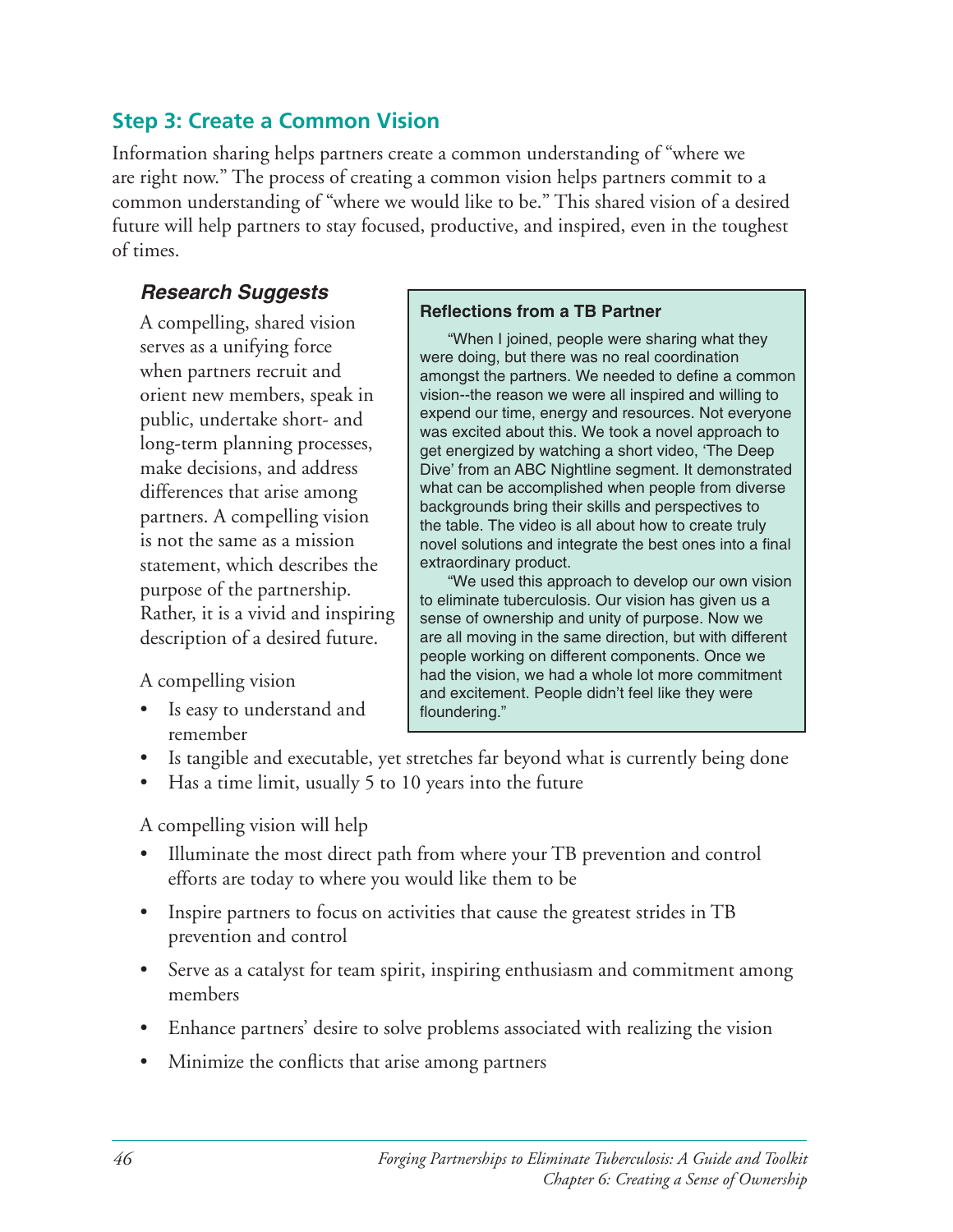## Step 3: Create a Common Vision

Information sharing helps partners create a common understanding of "where we are right now." The process of creating a common vision helps partners commit to a common understanding of "where we would like to be." This shared vision of a desired future will help partners to stay focused, productive, and inspired, even in the toughest of times.

### *Research Suggests*

A compelling, shared vision serves as a unifying force when partners recruit and orient new members, speak in public, undertake short- and long-term planning processes, make decisions, and address differences that arise among partners. A compelling vision is not the same as a mission statement, which describes the purpose of the partnership. Rather, it is a vivid and inspiring description of a desired future.

> **Reflections from a TB Partner**
>
> "When I joined, people were sharing what they were doing, but there was no real coordination amongst the partners. We needed to define a common vision--the reason we were all inspired and willing to expend our time, energy and resources. Not everyone was excited about this. We took a novel approach to get energized by watching a short video, 'The Deep Dive' from an ABC Nightline segment. It demonstrated what can be accomplished when people from diverse backgrounds bring their skills and perspectives to the table. The video is all about how to create truly novel solutions and integrate the best ones into a final extraordinary product.
>
> "We used this approach to develop our own vision to eliminate tuberculosis. Our vision has given us a sense of ownership and unity of purpose. Now we are all moving in the same direction, but with different people working on different components. Once we had the vision, we had a whole lot more commitment and excitement. People didn't feel like they were floundering."

A compelling vision

- Is easy to understand and remember
- Is tangible and executable, yet stretches far beyond what is currently being done
- Has a time limit, usually 5 to 10 years into the future

A compelling vision will help

- Illuminate the most direct path from where your TB prevention and control efforts are today to where you would like them to be
- Inspire partners to focus on activities that cause the greatest strides in TB prevention and control
- Serve as a catalyst for team spirit, inspiring enthusiasm and commitment among members
- Enhance partners' desire to solve problems associated with realizing the vision
- Minimize the conflicts that arise among partners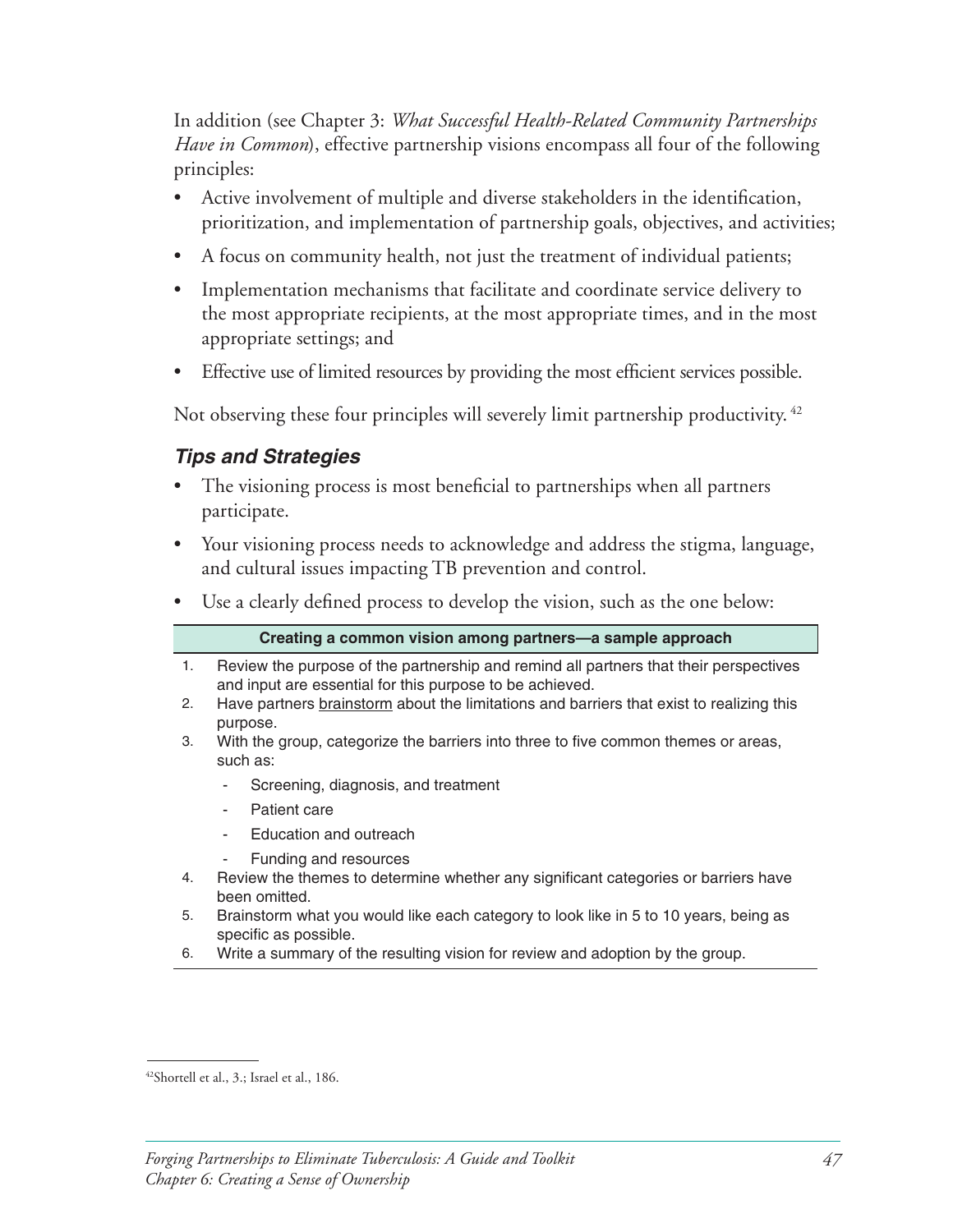In addition (see Chapter 3: *What Successful Health-Related Community Partnerships Have in Common*), effective partnership visions encompass all four of the following principles:

- Active involvement of multiple and diverse stakeholders in the identification, prioritization, and implementation of partnership goals, objectives, and activities;
- A focus on community health, not just the treatment of individual patients;
- Implementation mechanisms that facilitate and coordinate service delivery to the most appropriate recipients, at the most appropriate times, and in the most appropriate settings; and
- Effective use of limited resources by providing the most efficient services possible.

Not observing these four principles will severely limit partnership productivity.[42]

### *Tips and Strategies*

- The visioning process is most beneficial to partnerships when all partners participate.
- Your visioning process needs to acknowledge and address the stigma, language, and cultural issues impacting TB prevention and control.
- Use a clearly defined process to develop the vision, such as the one below:

**Creating a common vision among partners—a sample approach**

1. Review the purpose of the partnership and remind all partners that their perspectives and input are essential for this purpose to be achieved.
2. Have partners brainstorm about the limitations and barriers that exist to realizing this purpose.
3. With the group, categorize the barriers into three to five common themes or areas, such as:
   - Screening, diagnosis, and treatment
   - Patient care
   - Education and outreach
   - Funding and resources
4. Review the themes to determine whether any significant categories or barriers have been omitted.
5. Brainstorm what you would like each category to look like in 5 to 10 years, being as specific as possible.
6. Write a summary of the resulting vision for review and adoption by the group.

---

[42] Shortell et al., 3.; Israel et al., 186.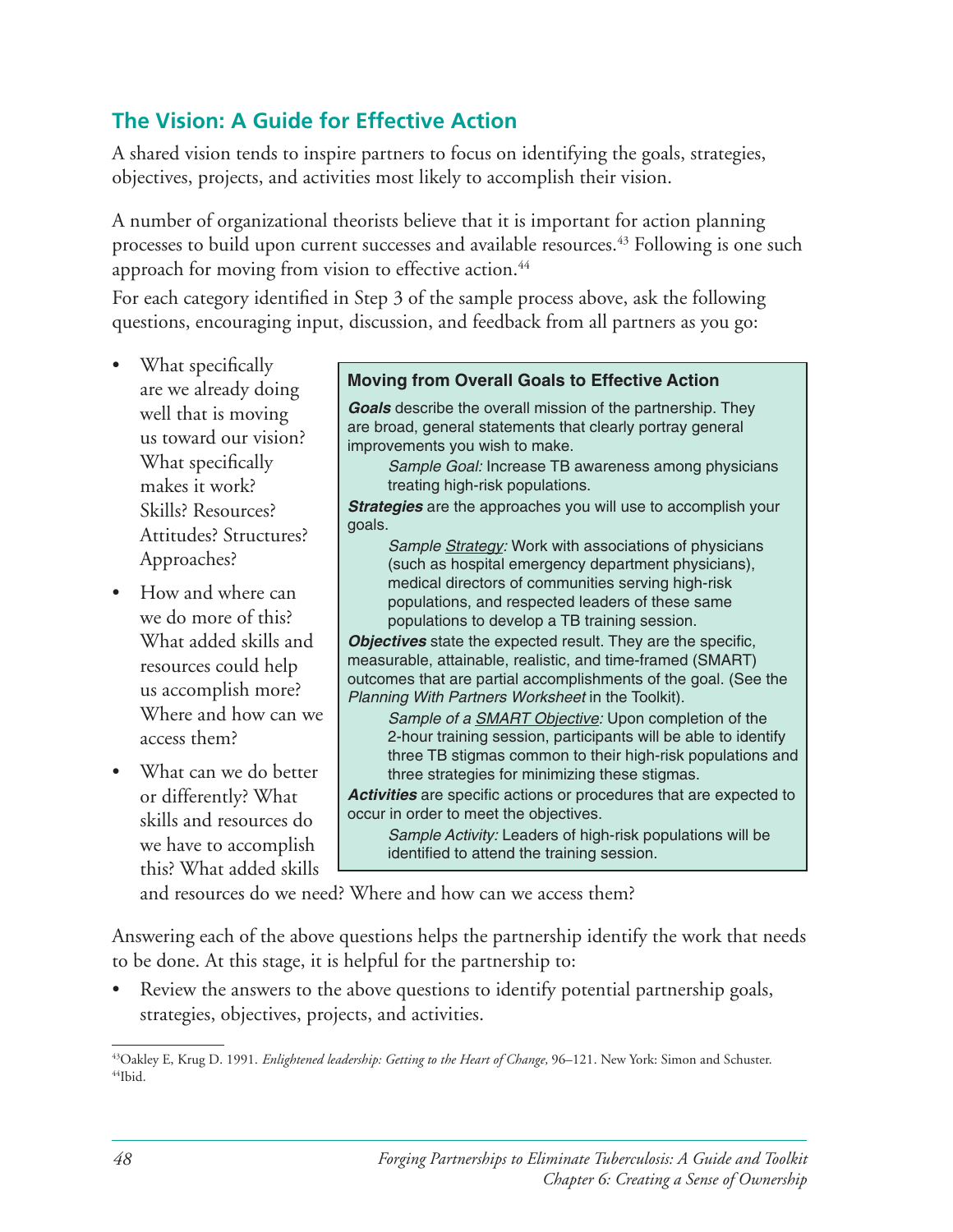## The Vision: A Guide for Effective Action

A shared vision tends to inspire partners to focus on identifying the goals, strategies, objectives, projects, and activities most likely to accomplish their vision.

A number of organizational theorists believe that it is important for action planning processes to build upon current successes and available resources.[43] Following is one such approach for moving from vision to effective action.[44]

For each category identified in Step 3 of the sample process above, ask the following questions, encouraging input, discussion, and feedback from all partners as you go:

- What specifically are we already doing well that is moving us toward our vision? What specifically makes it work? Skills? Resources? Attitudes? Structures? Approaches?
- How and where can we do more of this? What added skills and resources could help us accomplish more? Where and how can we access them?
- What can we do better or differently? What skills and resources do we have to accomplish this? What added skills and resources do we need? Where and how can we access them?

> **Moving from Overall Goals to Effective Action**
>
> ***Goals*** describe the overall mission of the partnership. They are broad, general statements that clearly portray general improvements you wish to make.
>
> *Sample Goal:* Increase TB awareness among physicians treating high-risk populations.
>
> ***Strategies*** are the approaches you will use to accomplish your goals.
>
> *Sample Strategy:* Work with associations of physicians (such as hospital emergency department physicians), medical directors of communities serving high-risk populations, and respected leaders of these same populations to develop a TB training session.
>
> ***Objectives*** state the expected result. They are the specific, measurable, attainable, realistic, and time-framed (SMART) outcomes that are partial accomplishments of the goal. (See the *Planning With Partners Worksheet* in the Toolkit).
>
> *Sample of a SMART Objective:* Upon completion of the 2-hour training session, participants will be able to identify three TB stigmas common to their high-risk populations and three strategies for minimizing these stigmas.
>
> ***Activities*** are specific actions or procedures that are expected to occur in order to meet the objectives.
>
> *Sample Activity:* Leaders of high-risk populations will be identified to attend the training session.

Answering each of the above questions helps the partnership identify the work that needs to be done. At this stage, it is helpful for the partnership to:

- Review the answers to the above questions to identify potential partnership goals, strategies, objectives, projects, and activities.

---

[43] Oakley E, Krug D. 1991. *Enlightened leadership: Getting to the Heart of Change,* 96–121. New York: Simon and Schuster.
[44] Ibid.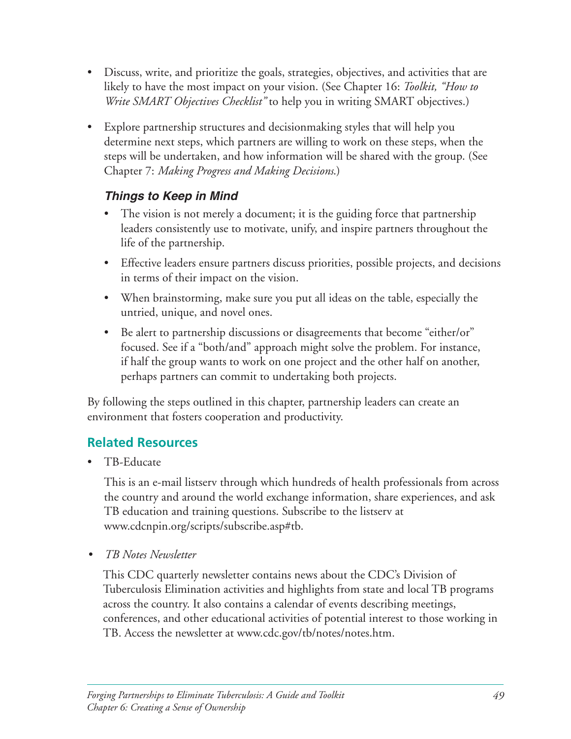- Discuss, write, and prioritize the goals, strategies, objectives, and activities that are likely to have the most impact on your vision. (See Chapter 16: *Toolkit, "How to Write SMART Objectives Checklist"* to help you in writing SMART objectives.)

- Explore partnership structures and decisionmaking styles that will help you determine next steps, which partners are willing to work on these steps, when the steps will be undertaken, and how information will be shared with the group. (See Chapter 7: *Making Progress and Making Decisions.*)

### *Things to Keep in Mind*

- The vision is not merely a document; it is the guiding force that partnership leaders consistently use to motivate, unify, and inspire partners throughout the life of the partnership.
- Effective leaders ensure partners discuss priorities, possible projects, and decisions in terms of their impact on the vision.
- When brainstorming, make sure you put all ideas on the table, especially the untried, unique, and novel ones.
- Be alert to partnership discussions or disagreements that become "either/or" focused. See if a "both/and" approach might solve the problem. For instance, if half the group wants to work on one project and the other half on another, perhaps partners can commit to undertaking both projects.

By following the steps outlined in this chapter, partnership leaders can create an environment that fosters cooperation and productivity.

## Related Resources

- TB-Educate

  This is an e-mail listserv through which hundreds of health professionals from across the country and around the world exchange information, share experiences, and ask TB education and training questions. Subscribe to the listserv at www.cdcnpin.org/scripts/subscribe.asp#tb.

- *TB Notes Newsletter*

  This CDC quarterly newsletter contains news about the CDC's Division of Tuberculosis Elimination activities and highlights from state and local TB programs across the country. It also contains a calendar of events describing meetings, conferences, and other educational activities of potential interest to those working in TB. Access the newsletter at www.cdc.gov/tb/notes/notes.htm.